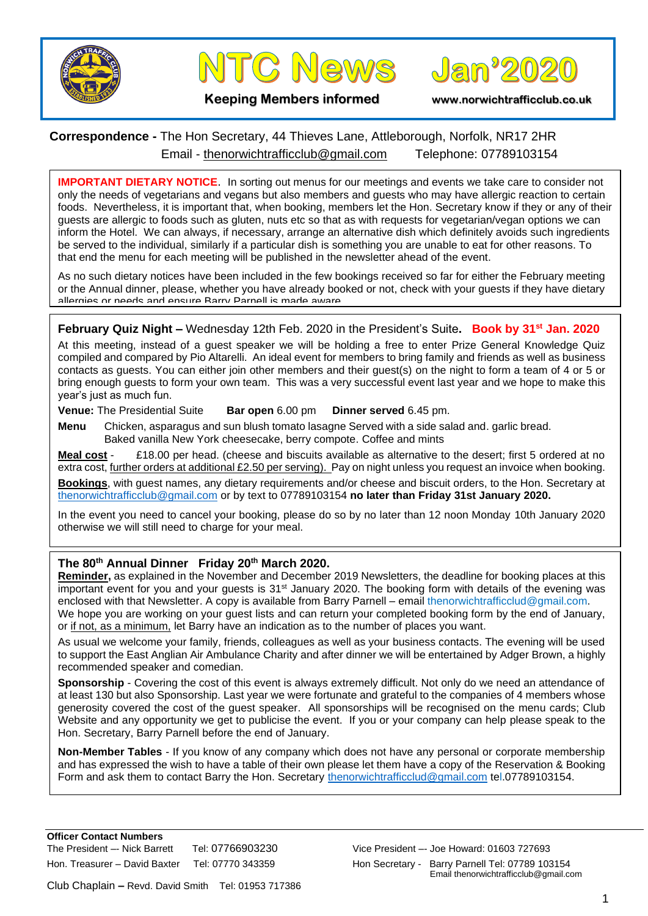# NTC News Jan'2020

**Keeping Members informed**

www.norwichtrafficclub.co.uk

**Correspondence -** The Hon Secretary, 44 Thieves Lane, Attleborough, Norfolk, NR17 2HR
Email - thenorwichtrafficclub@gmail.com Telephone: 07789103154

**IMPORTANT DIETARY NOTICE**. In sorting out menus for our meetings and events we take care to consider not only the needs of vegetarians and vegans but also members and guests who may have allergic reaction to certain foods. Nevertheless, it is important that, when booking, members let the Hon. Secretary know if they or any of their guests are allergic to foods such as gluten, nuts etc so that as with requests for vegetarian/vegan options we can inform the Hotel. We can always, if necessary, arrange an alternative dish which definitely avoids such ingredients be served to the individual, similarly if a particular dish is something you are unable to eat for other reasons. To that end the menu for each meeting will be published in the newsletter ahead of the event.

As no such dietary notices have been included in the few bookings received so far for either the February meeting or the Annual dinner, please, whether you have already booked or not, check with your guests if they have dietary allergies or needs and ensure Barry Parnell is made aware.

## February Quiz Night – Wednesday 12th Feb. 2020 in the President's Suite. Book by 31st Jan. 2020

At this meeting, instead of a guest speaker we will be holding a free to enter Prize General Knowledge Quiz compiled and compared by Pio Altarelli. An ideal event for members to bring family and friends as well as business contacts as guests. You can either join other members and their guest(s) on the night to form a team of 4 or 5 or bring enough guests to form your own team. This was a very successful event last year and we hope to make this year's just as much fun.

**Venue:** The Presidential Suite **Bar open** 6.00 pm **Dinner served** 6.45 pm.

**Menu** Chicken, asparagus and sun blush tomato lasagne Served with a side salad and. garlic bread.
Baked vanilla New York cheesecake, berry compote. Coffee and mints

**Meal cost** - £18.00 per head. (cheese and biscuits available as alternative to the desert; first 5 ordered at no extra cost, further orders at additional £2.50 per serving). Pay on night unless you request an invoice when booking.

**Bookings**, with guest names, any dietary requirements and/or cheese and biscuit orders, to the Hon. Secretary at thenorwichtrafficclub@gmail.com or by text to 07789103154 **no later than Friday 31st January 2020.**

In the event you need to cancel your booking, please do so by no later than 12 noon Monday 10th January 2020 otherwise we will still need to charge for your meal.

## The 80th Annual Dinner Friday 20th March 2020.

**Reminder,** as explained in the November and December 2019 Newsletters, the deadline for booking places at this important event for you and your guests is 31st January 2020. The booking form with details of the evening was enclosed with that Newsletter. A copy is available from Barry Parnell – email thenorwichtrafficclud@gmail.com. We hope you are working on your guest lists and can return your completed booking form by the end of January, or if not, as a minimum, let Barry have an indication as to the number of places you want.

As usual we welcome your family, friends, colleagues as well as your business contacts. The evening will be used to support the East Anglian Air Ambulance Charity and after dinner we will be entertained by Adger Brown, a highly recommended speaker and comedian.

**Sponsorship** - Covering the cost of this event is always extremely difficult. Not only do we need an attendance of at least 130 but also Sponsorship. Last year we were fortunate and grateful to the companies of 4 members whose generosity covered the cost of the guest speaker. All sponsorships will be recognised on the menu cards; Club Website and any opportunity we get to publicise the event. If you or your company can help please speak to the Hon. Secretary, Barry Parnell before the end of January.

**Non-Member Tables** - If you know of any company which does not have any personal or corporate membership and has expressed the wish to have a table of their own please let them have a copy of the Reservation & Booking Form and ask them to contact Barry the Hon. Secretary thenorwichtrafficclud@gmail.com tel.07789103154.

**Officer Contact Numbers**

The President –- Nick Barrett Tel: 07766903230

Vice President –- Joe Howard: 01603 727693

Hon. Treasurer – David Baxter Tel: 07770 343359

Hon Secretary - Barry Parnell Tel: 07789 103154
Email thenorwichtrafficclub@gmail.com

Club Chaplain – Revd. David Smith Tel: 01953 717386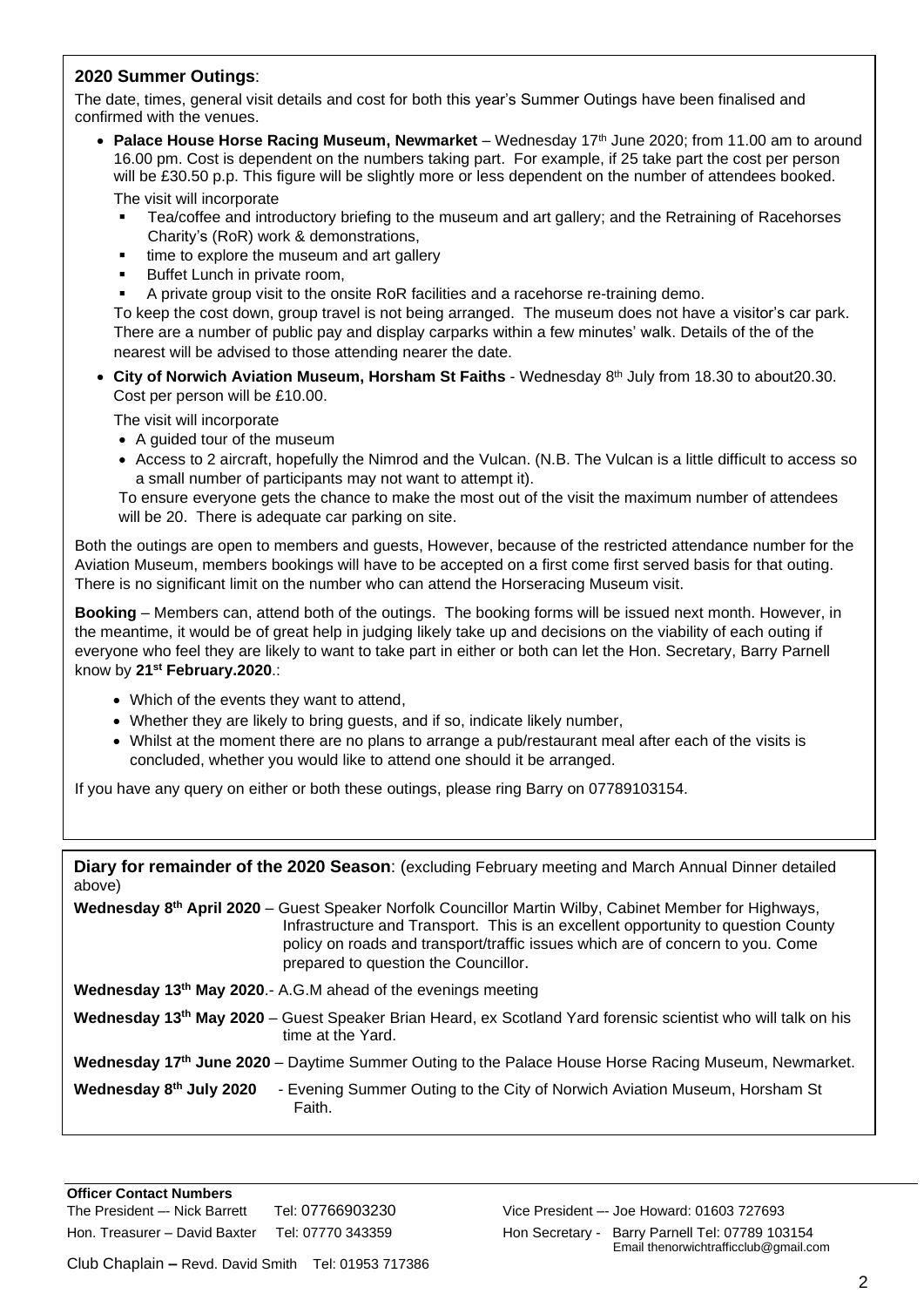**2020 Summer Outings**:

The date, times, general visit details and cost for both this year's Summer Outings have been finalised and confirmed with the venues.

- **Palace House Horse Racing Museum, Newmarket** – Wednesday 17th June 2020; from 11.00 am to around 16.00 pm. Cost is dependent on the numbers taking part. For example, if 25 take part the cost per person will be £30.50 p.p. This figure will be slightly more or less dependent on the number of attendees booked.

  The visit will incorporate

  - Tea/coffee and introductory briefing to the museum and art gallery; and the Retraining of Racehorses Charity's (RoR) work & demonstrations,
  - time to explore the museum and art gallery
  - Buffet Lunch in private room,
  - A private group visit to the onsite RoR facilities and a racehorse re-training demo.

  To keep the cost down, group travel is not being arranged. The museum does not have a visitor's car park. There are a number of public pay and display carparks within a few minutes' walk. Details of the of the nearest will be advised to those attending nearer the date.

- **City of Norwich Aviation Museum, Horsham St Faiths** - Wednesday 8th July from 18.30 to about20.30. Cost per person will be £10.00.

  The visit will incorporate

  - A guided tour of the museum
  - Access to 2 aircraft, hopefully the Nimrod and the Vulcan. (N.B. The Vulcan is a little difficult to access so a small number of participants may not want to attempt it).

  To ensure everyone gets the chance to make the most out of the visit the maximum number of attendees will be 20. There is adequate car parking on site.

Both the outings are open to members and guests, However, because of the restricted attendance number for the Aviation Museum, members bookings will have to be accepted on a first come first served basis for that outing. There is no significant limit on the number who can attend the Horseracing Museum visit.

**Booking** – Members can, attend both of the outings. The booking forms will be issued next month. However, in the meantime, it would be of great help in judging likely take up and decisions on the viability of each outing if everyone who feel they are likely to want to take part in either or both can let the Hon. Secretary, Barry Parnell know by **21st February.2020**.:

- Which of the events they want to attend,
- Whether they are likely to bring guests, and if so, indicate likely number,
- Whilst at the moment there are no plans to arrange a pub/restaurant meal after each of the visits is concluded, whether you would like to attend one should it be arranged.

If you have any query on either or both these outings, please ring Barry on 07789103154.

**Diary for remainder of the 2020 Season**: (excluding February meeting and March Annual Dinner detailed above)

**Wednesday 8th April 2020** – Guest Speaker Norfolk Councillor Martin Wilby, Cabinet Member for Highways, Infrastructure and Transport. This is an excellent opportunity to question County policy on roads and transport/traffic issues which are of concern to you. Come prepared to question the Councillor.

**Wednesday 13th May 2020**.- A.G.M ahead of the evenings meeting

**Wednesday 13th May 2020** – Guest Speaker Brian Heard, ex Scotland Yard forensic scientist who will talk on his time at the Yard.

**Wednesday 17th June 2020** – Daytime Summer Outing to the Palace House Horse Racing Museum, Newmarket.

**Wednesday 8th July 2020** - Evening Summer Outing to the City of Norwich Aviation Museum, Horsham St Faith.

**Officer Contact Numbers**

The President –- Nick Barrett Tel: 07766903230

Vice President –- Joe Howard: 01603 727693

Hon. Treasurer – David Baxter Tel: 07770 343359

Hon Secretary - Barry Parnell Tel: 07789 103154 Email thenorwichtrafficclub@gmail.com

Club Chaplain – Revd. David Smith Tel: 01953 717386